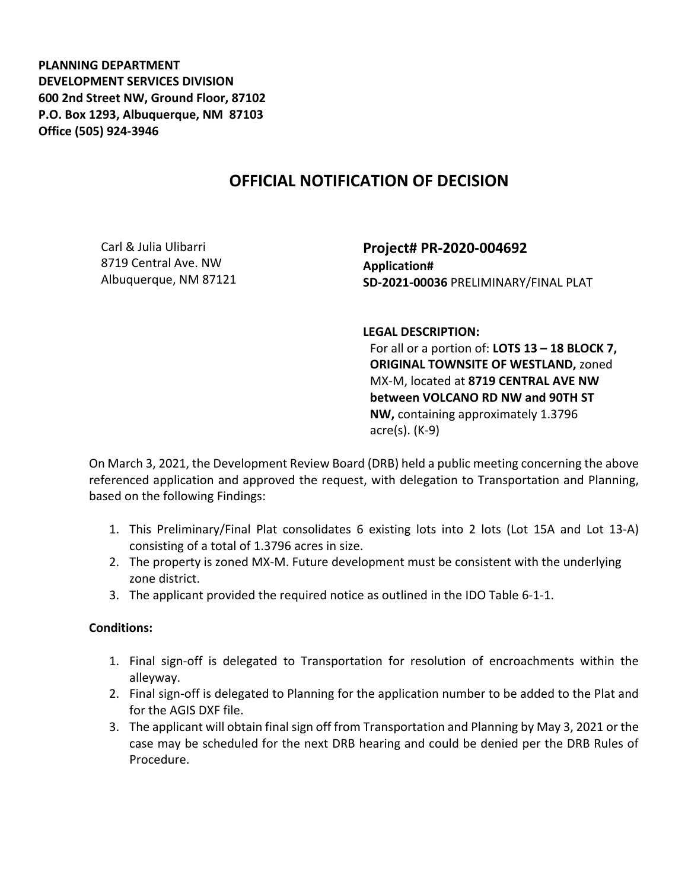**PLANNING DEPARTMENT**
**DEVELOPMENT SERVICES DIVISION**
**600 2nd Street NW, Ground Floor, 87102**
**P.O. Box 1293, Albuquerque, NM 87103**
**Office (505) 924-3946**

# OFFICIAL NOTIFICATION OF DECISION

Carl & Julia Ulibarri
8719 Central Ave. NW
Albuquerque, NM 87121

**Project# PR-2020-004692**
**Application#**
**SD-2021-00036** PRELIMINARY/FINAL PLAT

**LEGAL DESCRIPTION:**
For all or a portion of: **LOTS 13 – 18 BLOCK 7, ORIGINAL TOWNSITE OF WESTLAND,** zoned MX-M, located at **8719 CENTRAL AVE NW between VOLCANO RD NW and 90TH ST NW,** containing approximately 1.3796 acre(s). (K-9)

On March 3, 2021, the Development Review Board (DRB) held a public meeting concerning the above referenced application and approved the request, with delegation to Transportation and Planning, based on the following Findings:

1. This Preliminary/Final Plat consolidates 6 existing lots into 2 lots (Lot 15A and Lot 13-A) consisting of a total of 1.3796 acres in size.
2. The property is zoned MX-M. Future development must be consistent with the underlying zone district.
3. The applicant provided the required notice as outlined in the IDO Table 6-1-1.

**Conditions:**

1. Final sign-off is delegated to Transportation for resolution of encroachments within the alleyway.
2. Final sign-off is delegated to Planning for the application number to be added to the Plat and for the AGIS DXF file.
3. The applicant will obtain final sign off from Transportation and Planning by May 3, 2021 or the case may be scheduled for the next DRB hearing and could be denied per the DRB Rules of Procedure.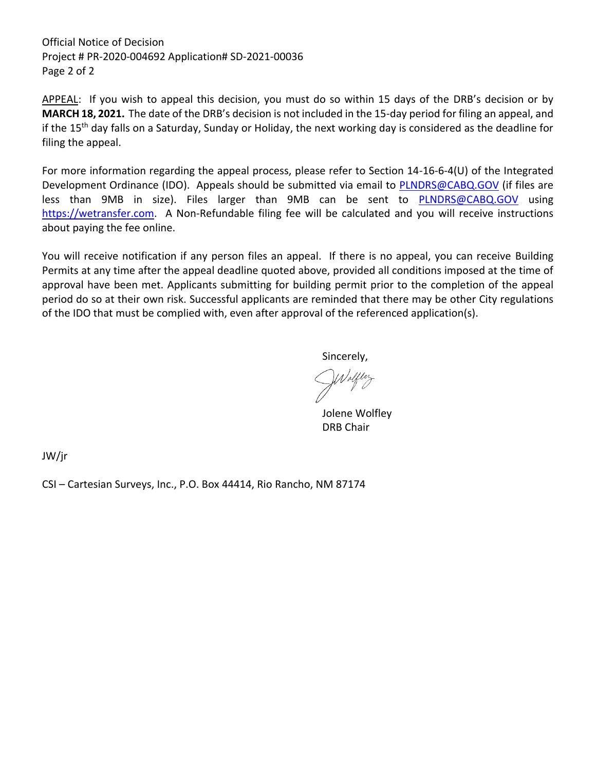APPEAL: If you wish to appeal this decision, you must do so within 15 days of the DRB's decision or by **MARCH 18, 2021.** The date of the DRB's decision is not included in the 15-day period for filing an appeal, and if the 15th day falls on a Saturday, Sunday or Holiday, the next working day is considered as the deadline for filing the appeal.

For more information regarding the appeal process, please refer to Section 14-16-6-4(U) of the Integrated Development Ordinance (IDO). Appeals should be submitted via email to PLNDRS@CABQ.GOV (if files are less than 9MB in size). Files larger than 9MB can be sent to PLNDRS@CABQ.GOV using https://wetransfer.com. A Non-Refundable filing fee will be calculated and you will receive instructions about paying the fee online.

You will receive notification if any person files an appeal. If there is no appeal, you can receive Building Permits at any time after the appeal deadline quoted above, provided all conditions imposed at the time of approval have been met. Applicants submitting for building permit prior to the completion of the appeal period do so at their own risk. Successful applicants are reminded that there may be other City regulations of the IDO that must be complied with, even after approval of the referenced application(s).

Sincerely,

Jolene Wolfley
DRB Chair

JW/jr

CSI – Cartesian Surveys, Inc., P.O. Box 44414, Rio Rancho, NM 87174